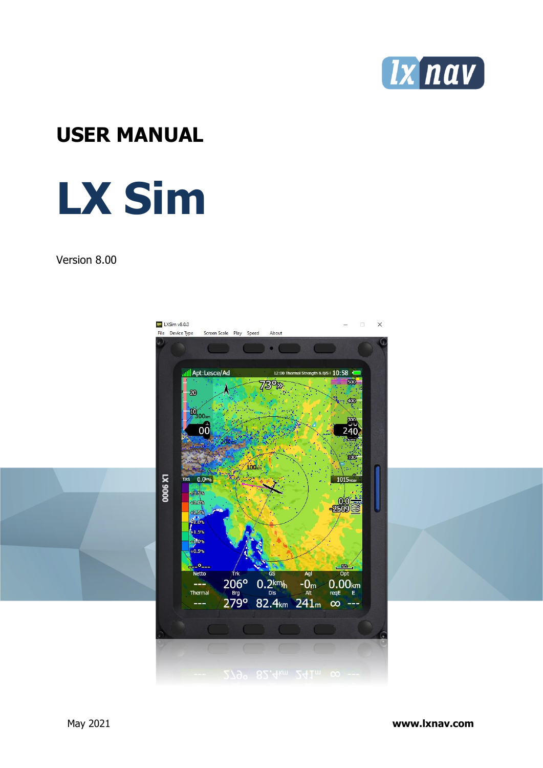# USER MANUAL

# LX Sim

Version 8.00

May 2021

**www.lxnav.com**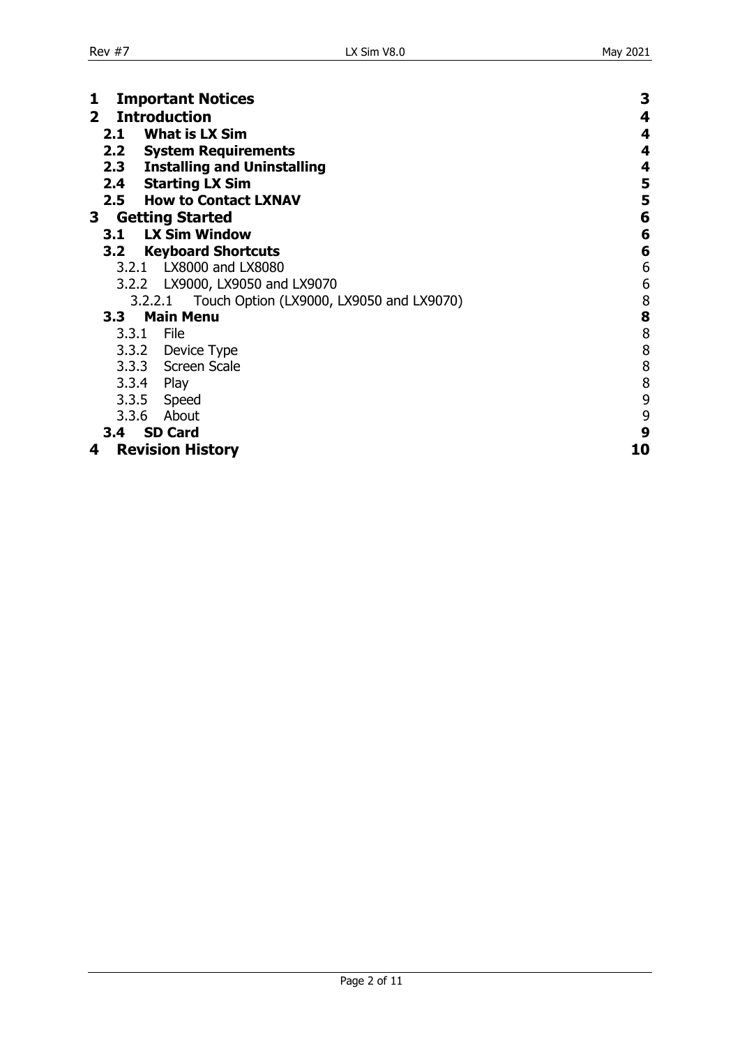**1 Important Notices** 3

**2 Introduction** 4

- **2.1 What is LX Sim** 4
- **2.2 System Requirements** 4
- **2.3 Installing and Uninstalling** 4
- **2.4 Starting LX Sim** 5
- **2.5 How to Contact LXNAV** 5

**3 Getting Started** 6

- **3.1 LX Sim Window** 6
- **3.2 Keyboard Shortcuts** 6
  - 3.2.1 LX8000 and LX8080 6
  - 3.2.2 LX9000, LX9050 and LX9070 6
    - 3.2.2.1 Touch Option (LX9000, LX9050 and LX9070) 8
- **3.3 Main Menu** 8
  - 3.3.1 File 8
  - 3.3.2 Device Type 8
  - 3.3.3 Screen Scale 8
  - 3.3.4 Play 8
  - 3.3.5 Speed 9
  - 3.3.6 About 9
- **3.4 SD Card** 9

**4 Revision History** 10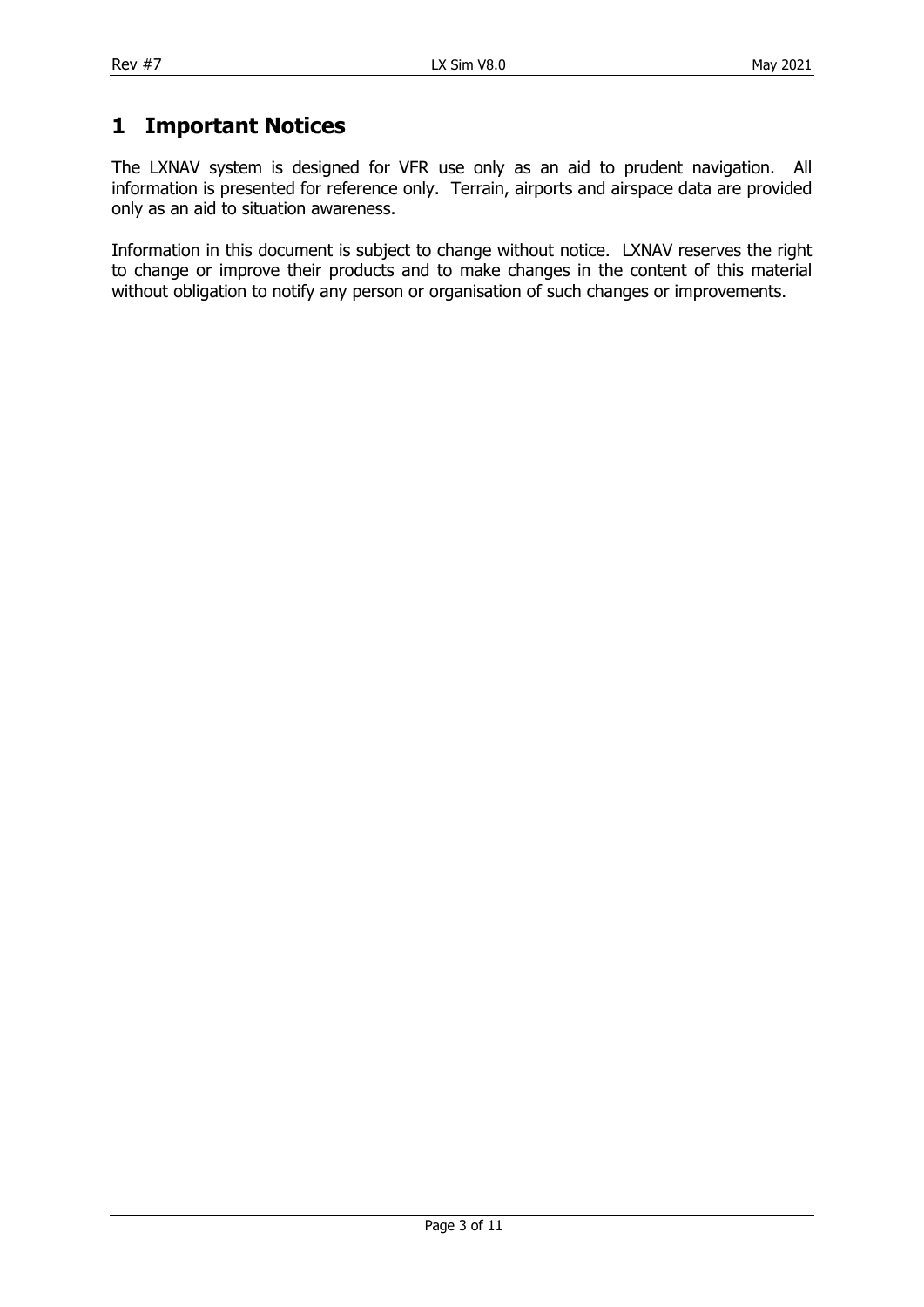# 1 Important Notices

The LXNAV system is designed for VFR use only as an aid to prudent navigation. All information is presented for reference only. Terrain, airports and airspace data are provided only as an aid to situation awareness.

Information in this document is subject to change without notice. LXNAV reserves the right to change or improve their products and to make changes in the content of this material without obligation to notify any person or organisation of such changes or improvements.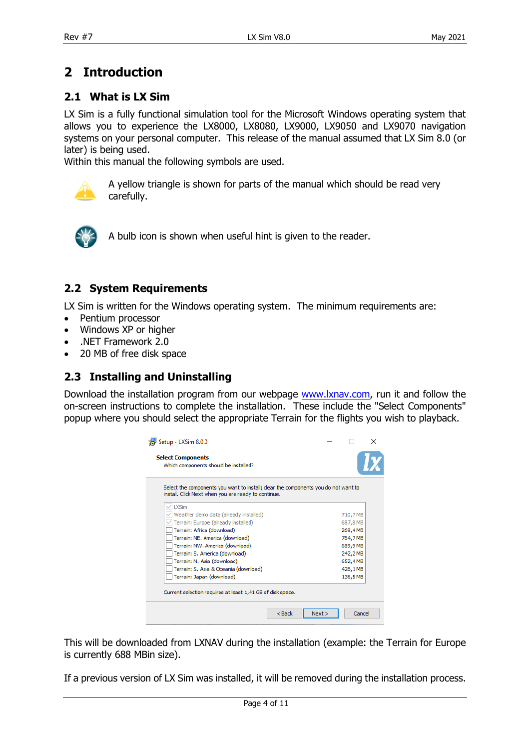# 2 Introduction

## 2.1 What is LX Sim

LX Sim is a fully functional simulation tool for the Microsoft Windows operating system that allows you to experience the LX8000, LX8080, LX9000, LX9050 and LX9070 navigation systems on your personal computer. This release of the manual assumed that LX Sim 8.0 (or later) is being used.
Within this manual the following symbols are used.

A yellow triangle is shown for parts of the manual which should be read very carefully.

A bulb icon is shown when useful hint is given to the reader.

## 2.2 System Requirements

LX Sim is written for the Windows operating system. The minimum requirements are:

- Pentium processor
- Windows XP or higher
- .NET Framework 2.0
- 20 MB of free disk space

## 2.3 Installing and Uninstalling

Download the installation program from our webpage www.lxnav.com, run it and follow the on-screen instructions to complete the installation. These include the "Select Components" popup where you should select the appropriate Terrain for the flights you wish to playback.

Setup - LXSim 8.0.0

**Select Components**
Which components should be installed?

Select the components you want to install; clear the components you do not want to install. Click Next when you are ready to continue.

| Component | Size |
|---|---|
| LXSim | |
| Weather demo data (already installed) | 710,7 MB |
| Terrain: Europe (already installed) | 687,8 MB |
| Terrain: Africa (download) | 269,4 MB |
| Terrain: NE. America (download) | 764,7 MB |
| Terrain: NW. America (download) | 689,9 MB |
| Terrain: S. America (download) | 242,2 MB |
| Terrain: N. Asia (download) | 652,4 MB |
| Terrain: S. Asia & Oceania (download) | 426,1 MB |
| Terrain: Japan (download) | 136,5 MB |

Current selection requires at least 1,41 GB of disk space.

< Back | Next > | Cancel

This will be downloaded from LXNAV during the installation (example: the Terrain for Europe is currently 688 MBin size).

If a previous version of LX Sim was installed, it will be removed during the installation process.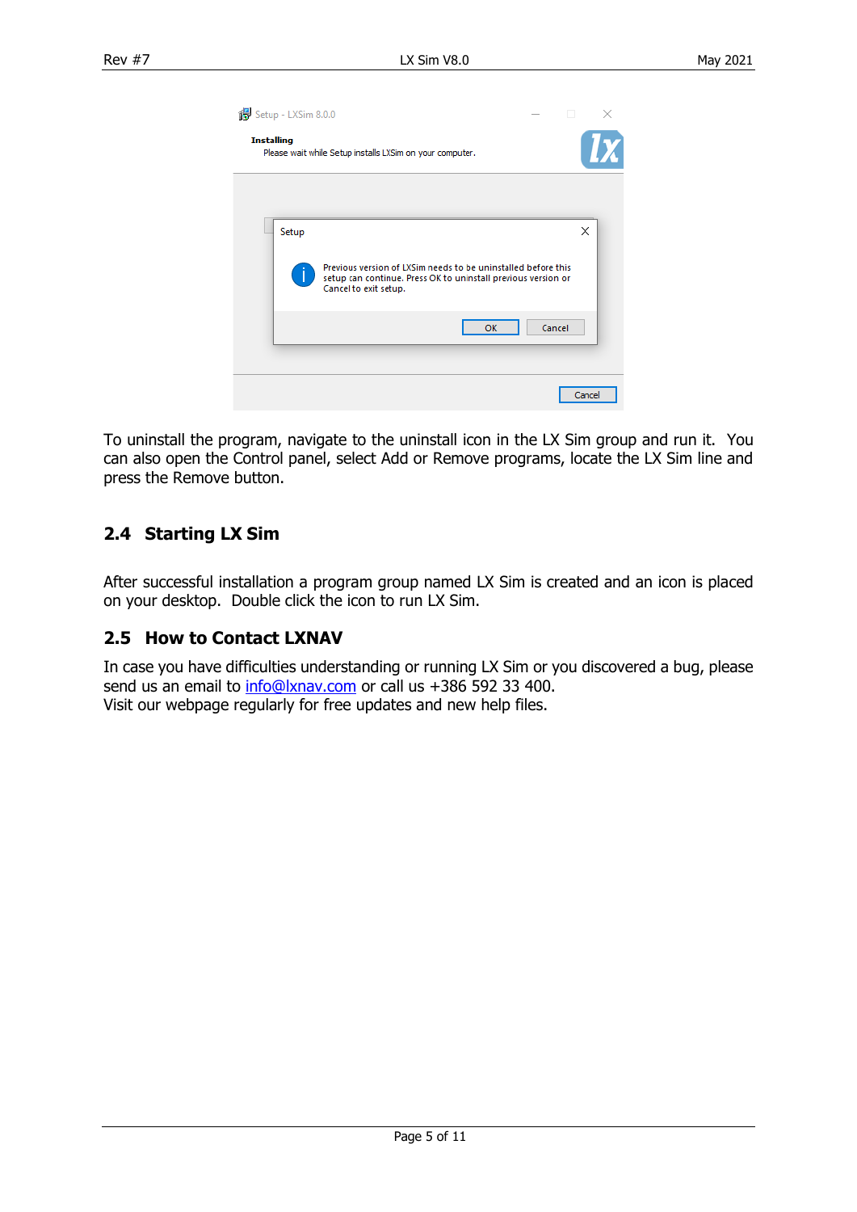To uninstall the program, navigate to the uninstall icon in the LX Sim group and run it. You can also open the Control panel, select Add or Remove programs, locate the LX Sim line and press the Remove button.

## 2.4 Starting LX Sim

After successful installation a program group named LX Sim is created and an icon is placed on your desktop. Double click the icon to run LX Sim.

## 2.5 How to Contact LXNAV

In case you have difficulties understanding or running LX Sim or you discovered a bug, please send us an email to info@lxnav.com or call us +386 592 33 400.
Visit our webpage regularly for free updates and new help files.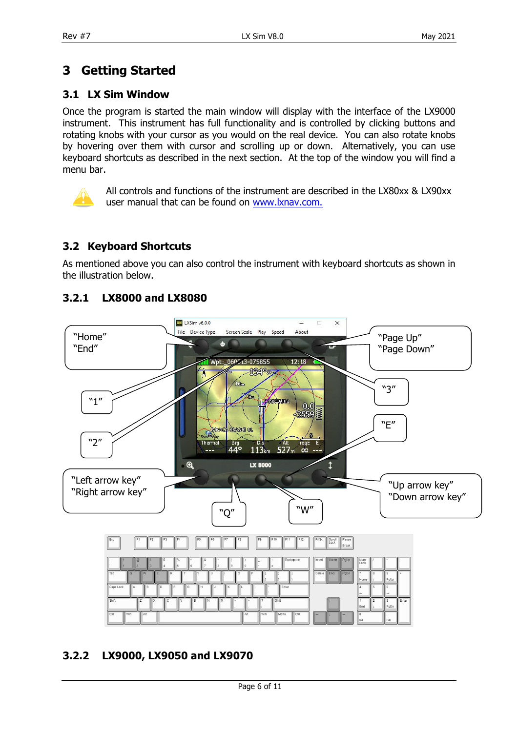# 3 Getting Started

## 3.1 LX Sim Window

Once the program is started the main window will display with the interface of the LX9000 instrument. This instrument has full functionality and is controlled by clicking buttons and rotating knobs with your cursor as you would on the real device. You can also rotate knobs by hovering over them with cursor and scrolling up or down. Alternatively, you can use keyboard shortcuts as described in the next section. At the top of the window you will find a menu bar.

All controls and functions of the instrument are described in the LX80xx & LX90xx user manual that can be found on www.lxnav.com.

## 3.2 Keyboard Shortcuts

As mentioned above you can also control the instrument with keyboard shortcuts as shown in the illustration below.

### 3.2.1 LX8000 and LX8080

"Home"
"End"

"1"

"2"

"Left arrow key"
"Right arrow key"

"Q"

"W"

"Page Up"
"Page Down"

"3"

"E"

"Up arrow key"
"Down arrow key"

### 3.2.2 LX9000, LX9050 and LX9070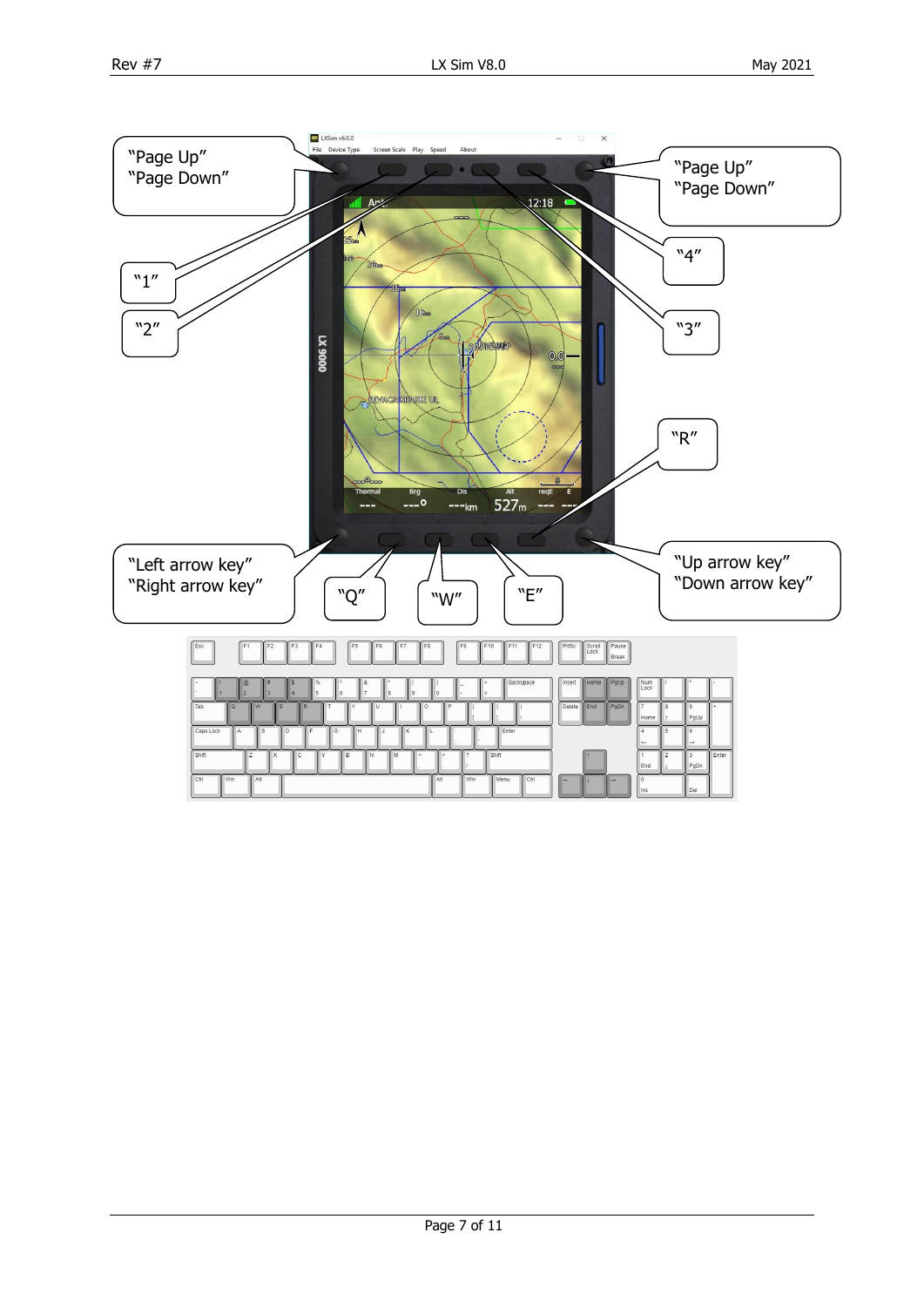"Page Up"
"Page Down"

"1"

"2"

"Page Up"
"Page Down"

"4"

"3"

"R"

"Left arrow key"
"Right arrow key"

"Q"

"W"

"E"

"Up arrow key"
"Down arrow key"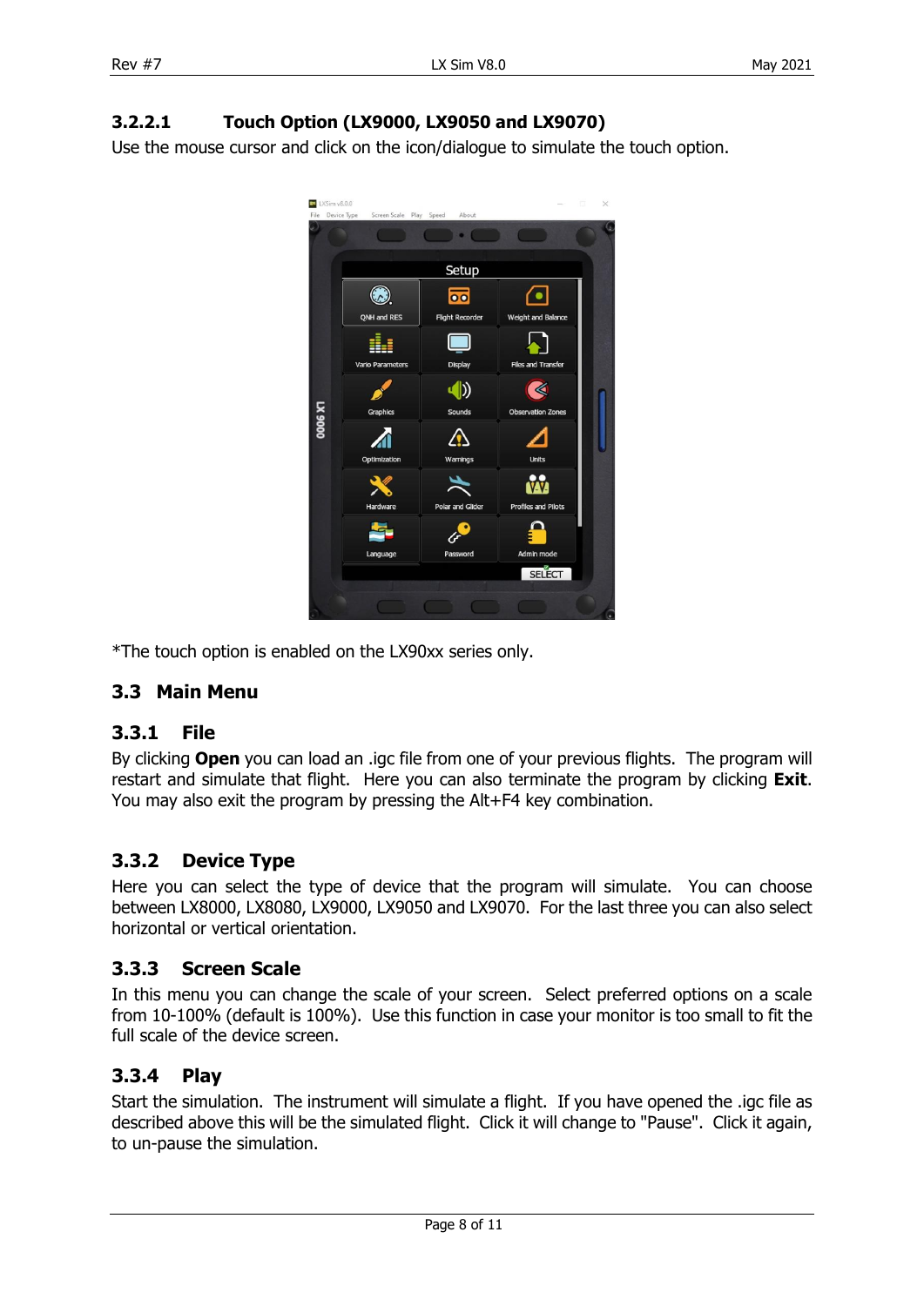#### 3.2.2.1 Touch Option (LX9000, LX9050 and LX9070)

Use the mouse cursor and click on the icon/dialogue to simulate the touch option.

*The touch option is enabled on the LX90xx series only.

## 3.3 Main Menu

### 3.3.1 File

By clicking **Open** you can load an .igc file from one of your previous flights. The program will restart and simulate that flight. Here you can also terminate the program by clicking **Exit**. You may also exit the program by pressing the Alt+F4 key combination.

### 3.3.2 Device Type

Here you can select the type of device that the program will simulate. You can choose between LX8000, LX8080, LX9000, LX9050 and LX9070. For the last three you can also select horizontal or vertical orientation.

### 3.3.3 Screen Scale

In this menu you can change the scale of your screen. Select preferred options on a scale from 10-100% (default is 100%). Use this function in case your monitor is too small to fit the full scale of the device screen.

### 3.3.4 Play

Start the simulation. The instrument will simulate a flight. If you have opened the .igc file as described above this will be the simulated flight. Click it will change to "Pause". Click it again, to un-pause the simulation.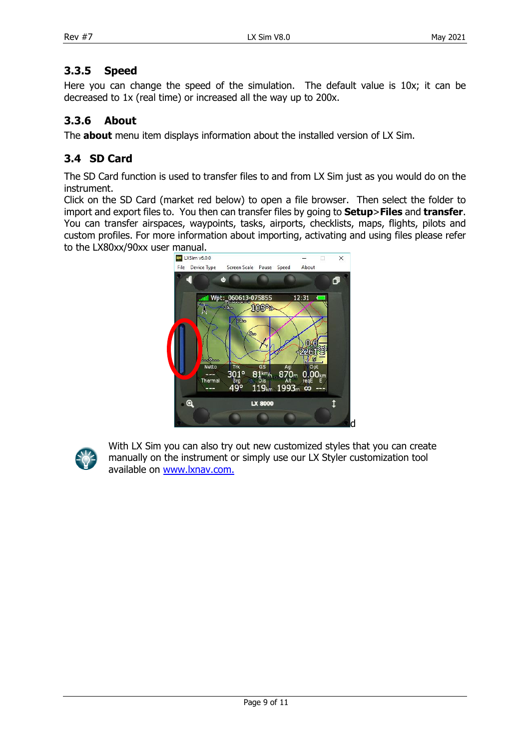### 3.3.5 Speed

Here you can change the speed of the simulation. The default value is 10x; it can be decreased to 1x (real time) or increased all the way up to 200x.

### 3.3.6 About

The **about** menu item displays information about the installed version of LX Sim.

## 3.4 SD Card

The SD Card function is used to transfer files to and from LX Sim just as you would do on the instrument.
Click on the SD Card (market red below) to open a file browser. Then select the folder to import and export files to. You then can transfer files by going to **Setup**>**Files** and **transfer**. You can transfer airspaces, waypoints, tasks, airports, checklists, maps, flights, pilots and custom profiles. For more information about importing, activating and using files please refer to the LX80xx/90xx user manual.

d

With LX Sim you can also try out new customized styles that you can create manually on the instrument or simply use our LX Styler customization tool available on [www.lxnav.com.](www.lxnav.com.)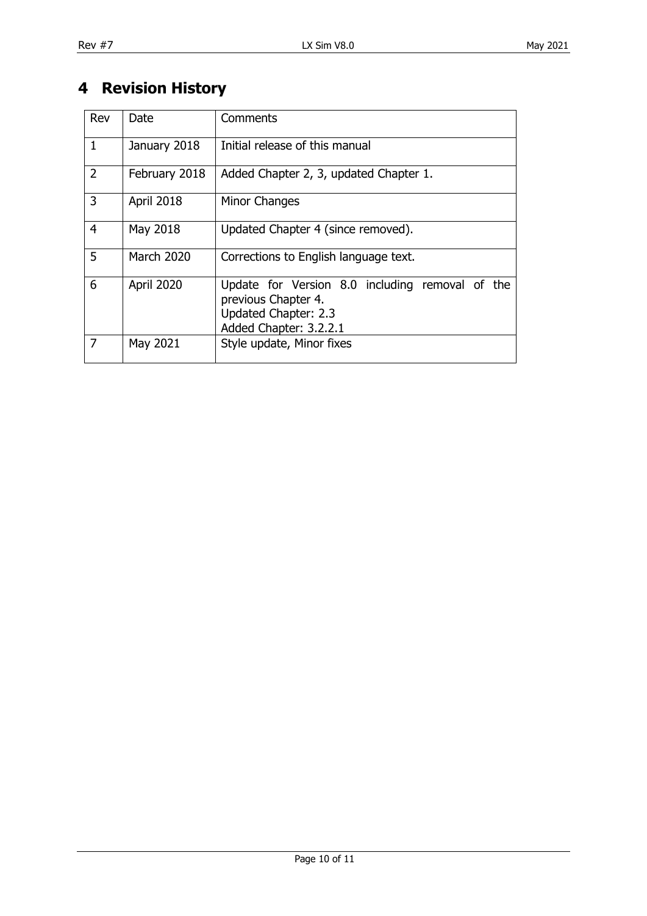# 4 Revision History

| Rev | Date | Comments |
|---|---|---|
| 1 | January 2018 | Initial release of this manual |
| 2 | February 2018 | Added Chapter 2, 3, updated Chapter 1. |
| 3 | April 2018 | Minor Changes |
| 4 | May 2018 | Updated Chapter 4 (since removed). |
| 5 | March 2020 | Corrections to English language text. |
| 6 | April 2020 | Update for Version 8.0 including removal of the previous Chapter 4.<br>Updated Chapter: 2.3<br>Added Chapter: 3.2.2.1 |
| 7 | May 2021 | Style update, Minor fixes |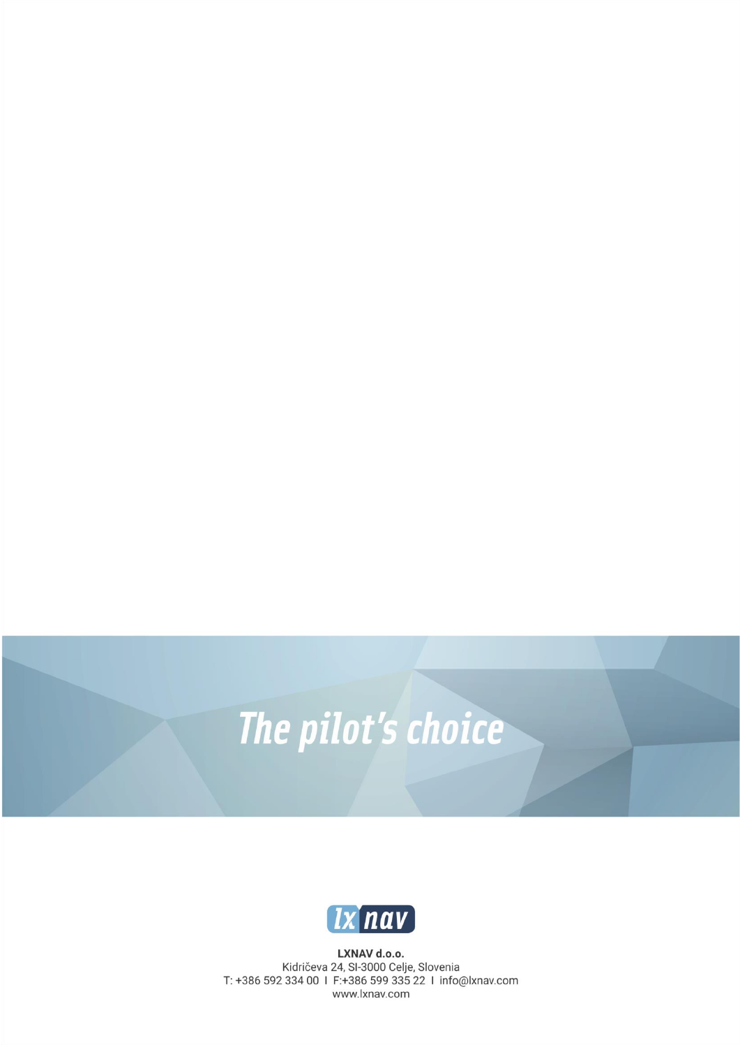*The pilot's choice*

lx nav

**LXNAV d.o.o.**
Kidričeva 24, SI-3000 Celje, Slovenia
T: +386 592 334 00 I F:+386 599 335 22 I info@lxnav.com
www.lxnav.com